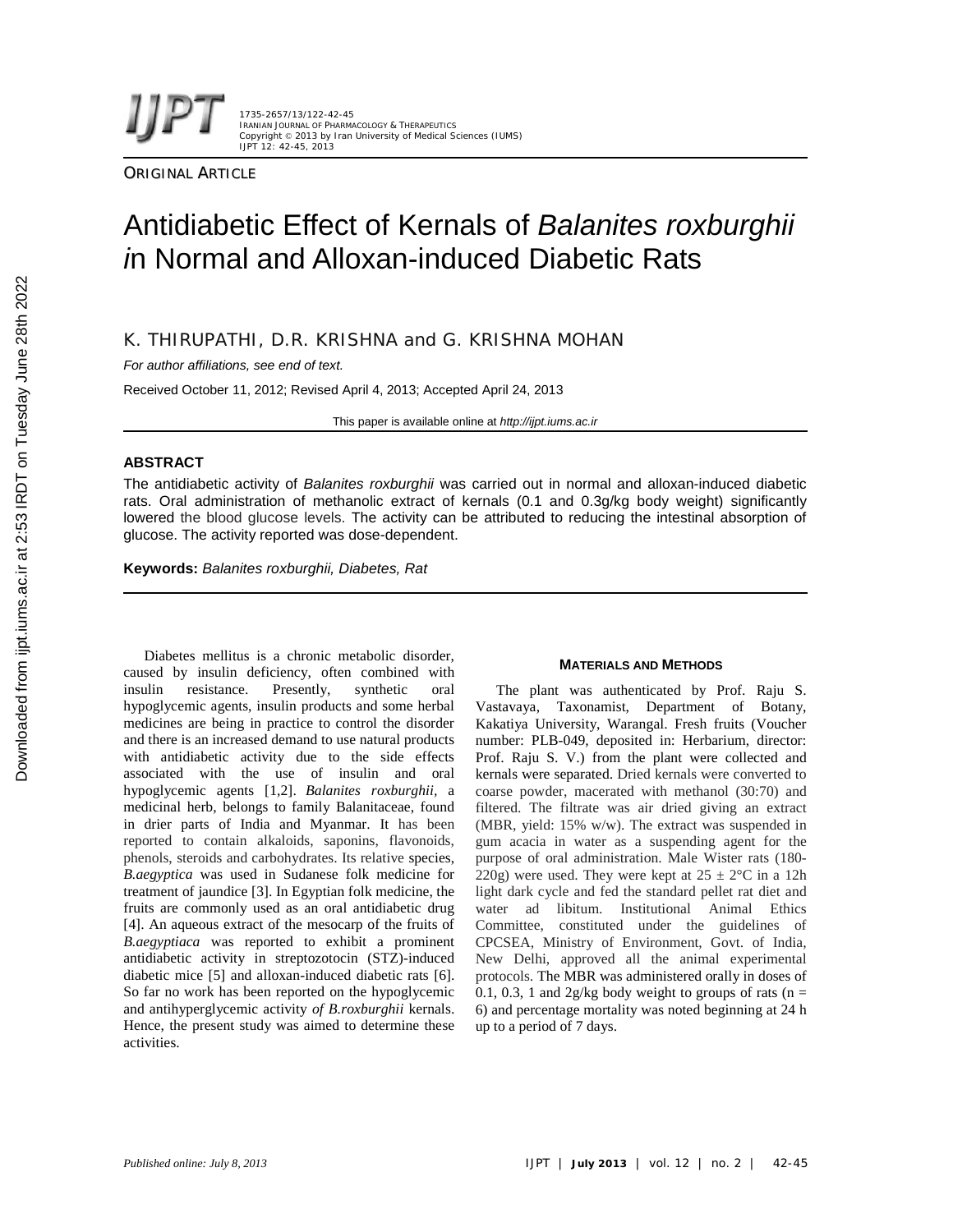ORIGINAL ARTICLE

# Antidiabetic Effect of Kernals of *Balanites roxburghii in* Normal and Alloxan-induced Diabetic Rats

K. THIRUPATHI, D.R. KRISHNA and G. KRISHNA MOHAN

*For author affiliations, see end of text.*

Received October 11, 2012; Revised April 4, 2013; Accepted April 24, 2013

This paper is available online at *http://ijpt.iums.ac.ir*

## ABSTRACT

The antidiabetic activity of *Balanites roxburghii* was carried out in normal and alloxan-induced diabetic rats. Oral administration of methanolic extract of kernals (0.1 and 0.3g/kg body weight) significantly lowered the blood glucose levels. The activity can be attributed to reducing the intestinal absorption of glucose. The activity reported was dose-dependent.

**Keywords:** *Balanites roxburghii, Diabetes, Rat*

Diabetes mellitus is a chronic metabolic disorder, caused by insulin deficiency, often combined with insulin resistance. Presently, synthetic oral hypoglycemic agents, insulin products and some herbal medicines are being in practice to control the disorder and there is an increased demand to use natural products with antidiabetic activity due to the side effects associated with the use of insulin and oral hypoglycemic agents [1,2]. *Balanites roxburghii*, a medicinal herb, belongs to family Balanitaceae, found in drier parts of India and Myanmar. It has been reported to contain alkaloids, saponins, flavonoids, phenols, steroids and carbohydrates. Its relative species, *B.aegyptica* was used in Sudanese folk medicine for treatment of jaundice [3]. In Egyptian folk medicine, the fruits are commonly used as an oral antidiabetic drug [4]. An aqueous extract of the mesocarp of the fruits of *B.aegyptiaca* was reported to exhibit a prominent antidiabetic activity in streptozotocin (STZ)-induced diabetic mice [5] and alloxan-induced diabetic rats [6]. So far no work has been reported on the hypoglycemic and antihyperglycemic activity *of B.roxburghii* kernals. Hence, the present study was aimed to determine these activities.

## MATERIALS AND METHODS

The plant was authenticated by Prof. Raju S. Vastavaya, Taxonamist, Department of Botany, Kakatiya University, Warangal. Fresh fruits (Voucher number: PLB-049, deposited in: Herbarium, director: Prof. Raju S. V.) from the plant were collected and kernals were separated. Dried kernals were converted to coarse powder, macerated with methanol (30:70) and filtered. The filtrate was air dried giving an extract (MBR, yield: 15% w/w). The extract was suspended in gum acacia in water as a suspending agent for the purpose of oral administration. Male Wister rats (180-220g) were used. They were kept at $25 \pm 2°C$ in a 12h light dark cycle and fed the standard pellet rat diet and water ad libitum. Institutional Animal Ethics Committee, constituted under the guidelines of CPCSEA, Ministry of Environment, Govt. of India, New Delhi, approved all the animal experimental protocols. The MBR was administered orally in doses of 0.1, 0.3, 1 and 2g/kg body weight to groups of rats ($n = 6$) and percentage mortality was noted beginning at 24 h up to a period of 7 days.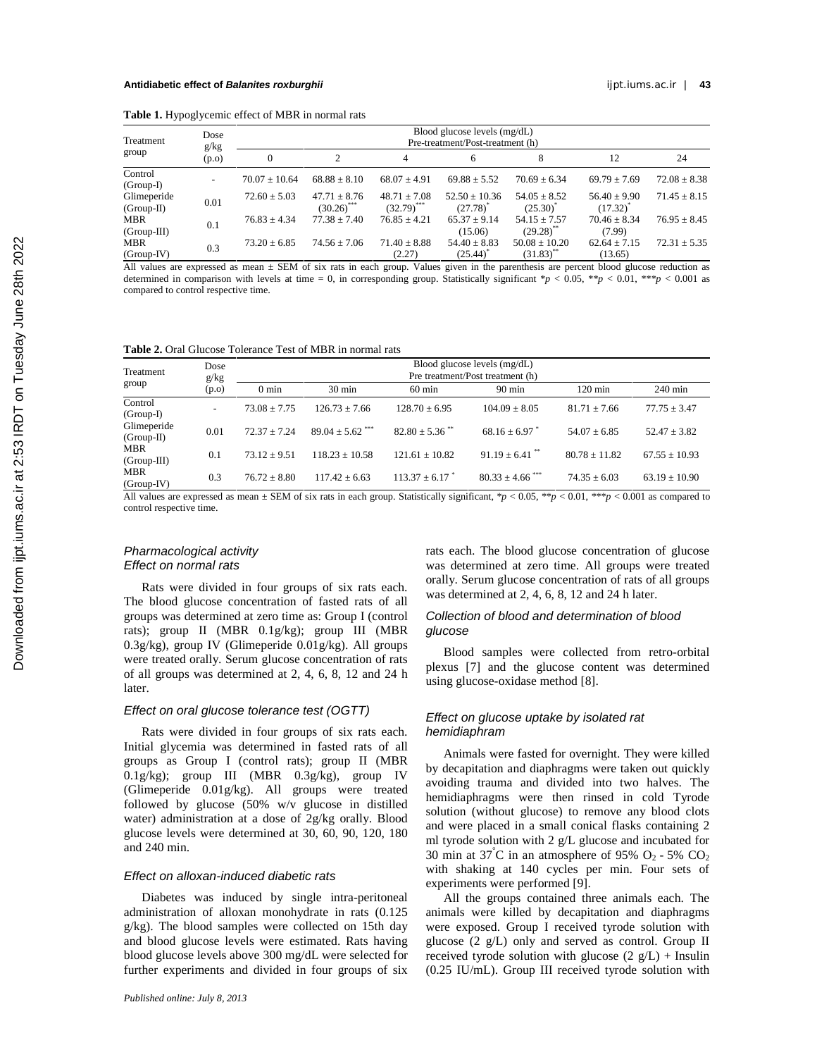**Table 1.** Hypoglycemic effect of MBR in normal rats

| Treatment group | Dose g/kg (p.o) | Blood glucose levels (mg/dL) Pre-treatment/Post-treatment (h) | | | | | | |
|---|---|---|---|---|---|---|---|---|
| | | 0 | 2 | 4 | 6 | 8 | 12 | 24 |
| Control (Group-I) | - | 70.07 ± 10.64 | 68.88 ± 8.10 | 68.07 ± 4.91 | 69.88 ± 5.52 | 70.69 ± 6.34 | 69.79 ± 7.69 | 72.08 ± 8.38 |
| Glimeperide (Group-II) | 0.01 | 72.60 ± 5.03 | 47.71 ± 8.76 (30.26)*** | 48.71 ± 7.08 (32.79)*** | 52.50 ± 10.36 (27.78)* | 54.05 ± 8.52 (25.30)* | 56.40 ± 9.90 (17.32)* | 71.45 ± 8.15 |
| MBR (Group-III) | 0.1 | 76.83 ± 4.34 | 77.38 ± 7.40 | 76.85 ± 4.21 | 65.37 ± 9.14 (15.06) | 54.15 ± 7.57 (29.28)** | 70.46 ± 8.34 (7.99) | 76.95 ± 8.45 |
| MBR (Group-IV) | 0.3 | 73.20 ± 6.85 | 74.56 ± 7.06 | 71.40 ± 8.88 (2.27) | 54.40 ± 8.83 (25.44)* | 50.08 ± 10.20 (31.83)** | 62.64 ± 7.15 (13.65) | 72.31 ± 5.35 |

All values are expressed as mean ± SEM of six rats in each group. Values given in the parenthesis are percent blood glucose reduction as determined in comparison with levels at time = 0, in corresponding group. Statistically significant $*p < 0.05$, $**p < 0.01$, $***p < 0.001$ as compared to control respective time.

**Table 2.** Oral Glucose Tolerance Test of MBR in normal rats

| Treatment group | Dose g/kg (p.o) | Blood glucose levels (mg/dL) Pre treatment/Post treatment (h) | | | | | |
|---|---|---|---|---|---|---|---|
| | | 0 min | 30 min | 60 min | 90 min | 120 min | 240 min |
| Control (Group-I) | - | 73.08 ± 7.75 | 126.73 ± 7.66 | 128.70 ± 6.95 | 104.09 ± 8.05 | 81.71 ± 7.66 | 77.75 ± 3.47 |
| Glimeperide (Group-II) | 0.01 | 72.37 ± 7.24 | 89.04 ± 5.62 *** | 82.80 ± 5.36 ** | 68.16 ± 6.97 * | 54.07 ± 6.85 | 52.47 ± 3.82 |
| MBR (Group-III) | 0.1 | 73.12 ± 9.51 | 118.23 ± 10.58 | 121.61 ± 10.82 | 91.19 ± 6.41 ** | 80.78 ± 11.82 | 67.55 ± 10.93 |
| MBR (Group-IV) | 0.3 | 76.72 ± 8.80 | 117.42 ± 6.63 | 113.37 ± 6.17 * | 80.33 ± 4.66 *** | 74.35 ± 6.03 | 63.19 ± 10.90 |

All values are expressed as mean ± SEM of six rats in each group. Statistically significant, $*p < 0.05$, $**p < 0.01$, $***p < 0.001$ as compared to control respective time.

### *Pharmacological activity*
### *Effect on normal rats*

Rats were divided in four groups of six rats each. The blood glucose concentration of fasted rats of all groups was determined at zero time as: Group I (control rats); group II (MBR 0.1g/kg); group III (MBR 0.3g/kg), group IV (Glimeperide 0.01g/kg). All groups were treated orally. Serum glucose concentration of rats of all groups was determined at 2, 4, 6, 8, 12 and 24 h later.

### *Effect on oral glucose tolerance test (OGTT)*

Rats were divided in four groups of six rats each. Initial glycemia was determined in fasted rats of all groups as Group I (control rats); group II (MBR 0.1g/kg); group III (MBR 0.3g/kg), group IV (Glimeperide 0.01g/kg). All groups were treated followed by glucose (50% w/v glucose in distilled water) administration at a dose of 2g/kg orally. Blood glucose levels were determined at 30, 60, 90, 120, 180 and 240 min.

### *Effect on alloxan-induced diabetic rats*

Diabetes was induced by single intra-peritoneal administration of alloxan monohydrate in rats (0.125 g/kg). The blood samples were collected on 15th day and blood glucose levels were estimated. Rats having blood glucose levels above 300 mg/dL were selected for further experiments and divided in four groups of six rats each. The blood glucose concentration of glucose was determined at zero time. All groups were treated orally. Serum glucose concentration of rats of all groups was determined at 2, 4, 6, 8, 12 and 24 h later.

### *Collection of blood and determination of blood glucose*

Blood samples were collected from retro-orbital plexus [7] and the glucose content was determined using glucose-oxidase method [8].

### *Effect on glucose uptake by isolated rat hemidiaphram*

Animals were fasted for overnight. They were killed by decapitation and diaphragms were taken out quickly avoiding trauma and divided into two halves. The hemidiaphragms were then rinsed in cold Tyrode solution (without glucose) to remove any blood clots and were placed in a small conical flasks containing 2 ml tyrode solution with 2 g/L glucose and incubated for 30 min at 37°C in an atmosphere of 95% $O_2$ - 5% $CO_2$ with shaking at 140 cycles per min. Four sets of experiments were performed [9].

All the groups contained three animals each. The animals were killed by decapitation and diaphragms were exposed. Group I received tyrode solution with glucose (2 g/L) only and served as control. Group II received tyrode solution with glucose (2 g/L) + Insulin (0.25 IU/mL). Group III received tyrode solution with

*Published online: July 8, 2013*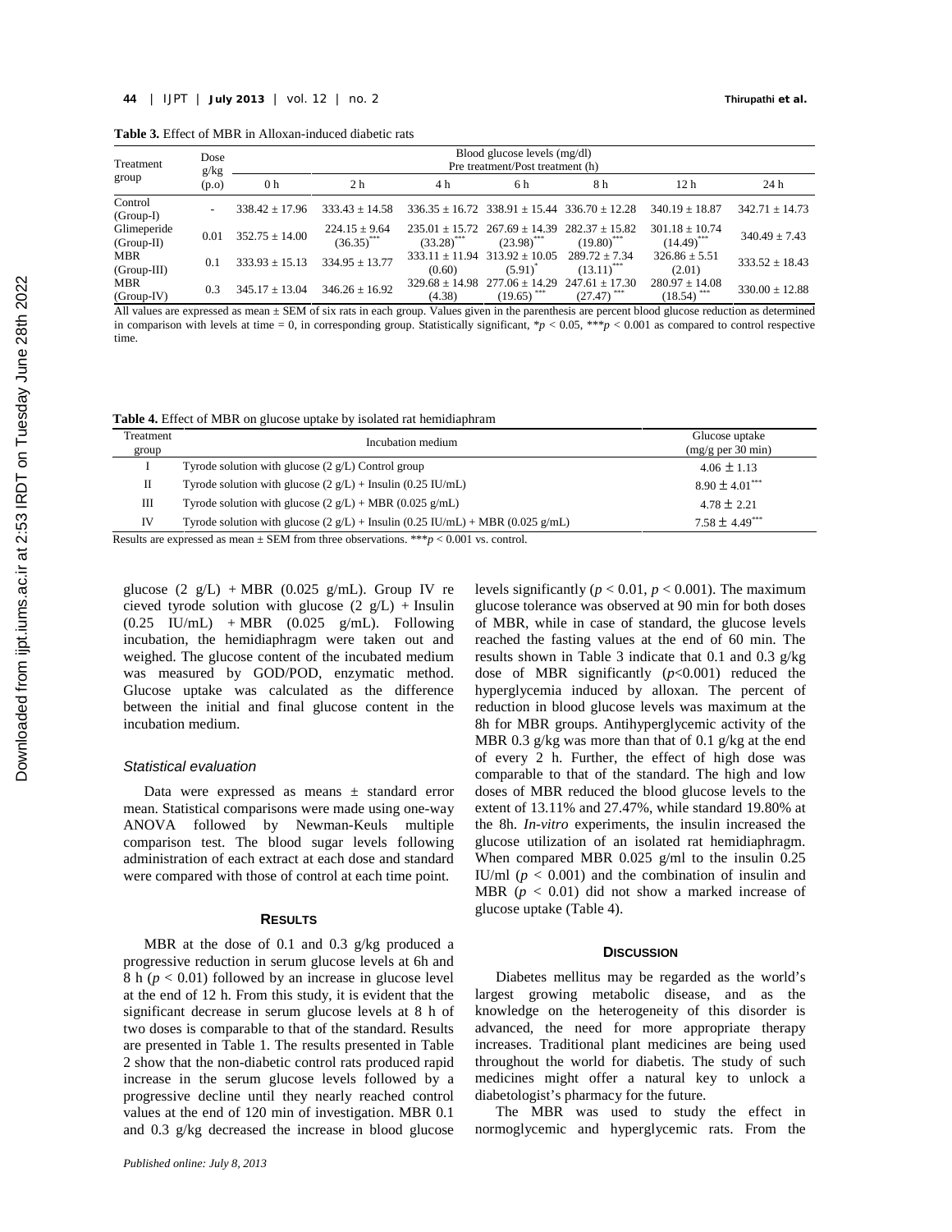**Table 3.** Effect of MBR in Alloxan-induced diabetic rats

| Treatment group | Dose g/kg (p.o) | Blood glucose levels (mg/dl) Pre treatment/Post treatment (h) | | | | | | |
|---|---|---|---|---|---|---|---|---|
| | | 0 h | 2 h | 4 h | 6 h | 8 h | 12 h | 24 h |
| Control (Group-I) | - | 338.42 ± 17.96 | 333.43 ± 14.58 | 336.35 ± 16.72 | 338.91 ± 15.44 | 336.70 ± 12.28 | 340.19 ± 18.87 | 342.71 ± 14.73 |
| Glimeperide (Group-II) | 0.01 | 352.75 ± 14.00 | 224.15 ± 9.64 (36.35)*** | 235.01 ± 15.72 (33.28)*** | 267.69 ± 14.39 (23.98)*** | 282.37 ± 15.82 (19.80)*** | 301.18 ± 10.74 (14.49)*** | 340.49 ± 7.43 |
| MBR (Group-III) | 0.1 | 333.93 ± 15.13 | 334.95 ± 13.77 | 333.11 ± 11.94 (0.60) | 313.92 ± 10.05 (5.91)* | 289.72 ± 7.34 (13.11)*** | 326.86 ± 5.51 (2.01) | 333.52 ± 18.43 |
| MBR (Group-IV) | 0.3 | 345.17 ± 13.04 | 346.26 ± 16.92 | 329.68 ± 14.98 (4.38) | 277.06 ± 14.29 (19.65)*** | 247.61 ± 17.30 (27.47)*** | 280.97 ± 14.08 (18.54)*** | 330.00 ± 12.88 |

All values are expressed as mean ± SEM of six rats in each group. Values given in the parenthesis are percent blood glucose reduction as determined in comparison with levels at time = 0, in corresponding group. Statistically significant, $*p < 0.05$, $***p < 0.001$ as compared to control respective time.

**Table 4.** Effect of MBR on glucose uptake by isolated rat hemidiaphram

| Treatment group | Incubation medium | Glucose uptake (mg/g per 30 min) |
|---|---|---|
| I | Tyrode solution with glucose (2 g/L) Control group | 4.06 ± 1.13 |
| II | Tyrode solution with glucose (2 g/L) + Insulin (0.25 IU/mL) | 8.90 ± 4.01*** |
| III | Tyrode solution with glucose (2 g/L) + MBR (0.025 g/mL) | 4.78 ± 2.21 |
| IV | Tyrode solution with glucose (2 g/L) + Insulin (0.25 IU/mL) + MBR (0.025 g/mL) | 7.58 ± 4.49*** |

Results are expressed as mean ± SEM from three observations. $***p < 0.001$ vs. control.

glucose (2 g/L) + MBR (0.025 g/mL). Group IV re cieved tyrode solution with glucose (2 g/L) + Insulin (0.25 IU/mL) + MBR (0.025 g/mL). Following incubation, the hemidiaphragm were taken out and weighed. The glucose content of the incubated medium was measured by GOD/POD, enzymatic method. Glucose uptake was calculated as the difference between the initial and final glucose content in the incubation medium.

### *Statistical evaluation*

Data were expressed as means ± standard error mean. Statistical comparisons were made using one-way ANOVA followed by Newman-Keuls multiple comparison test. The blood sugar levels following administration of each extract at each dose and standard were compared with those of control at each time point.

## RESULTS

MBR at the dose of 0.1 and 0.3 g/kg produced a progressive reduction in serum glucose levels at 6h and 8 h ($p < 0.01$) followed by an increase in glucose level at the end of 12 h. From this study, it is evident that the significant decrease in serum glucose levels at 8 h of two doses is comparable to that of the standard. Results are presented in Table 1. The results presented in Table 2 show that the non-diabetic control rats produced rapid increase in the serum glucose levels followed by a progressive decline until they nearly reached control values at the end of 120 min of investigation. MBR 0.1 and 0.3 g/kg decreased the increase in blood glucose levels significantly ($p < 0.01$, $p < 0.001$). The maximum glucose tolerance was observed at 90 min for both doses of MBR, while in case of standard, the glucose levels reached the fasting values at the end of 60 min. The results shown in Table 3 indicate that 0.1 and 0.3 g/kg dose of MBR significantly ($p<0.001$) reduced the hyperglycemia induced by alloxan. The percent of reduction in blood glucose levels was maximum at the 8h for MBR groups. Antihyperglycemic activity of the MBR 0.3 g/kg was more than that of 0.1 g/kg at the end of every 2 h. Further, the effect of high dose was comparable to that of the standard. The high and low doses of MBR reduced the blood glucose levels to the extent of 13.11% and 27.47%, while standard 19.80% at the 8h. *In-vitro* experiments, the insulin increased the glucose utilization of an isolated rat hemidiaphragm. When compared MBR 0.025 g/ml to the insulin 0.25 IU/ml ($p < 0.001$) and the combination of insulin and MBR ($p < 0.01$) did not show a marked increase of glucose uptake (Table 4).

## DISCUSSION

Diabetes mellitus may be regarded as the world's largest growing metabolic disease, and as the knowledge on the heterogeneity of this disorder is advanced, the need for more appropriate therapy increases. Traditional plant medicines are being used throughout the world for diabetis. The study of such medicines might offer a natural key to unlock a diabetologist's pharmacy for the future.

The MBR was used to study the effect in normoglycemic and hyperglycemic rats. From the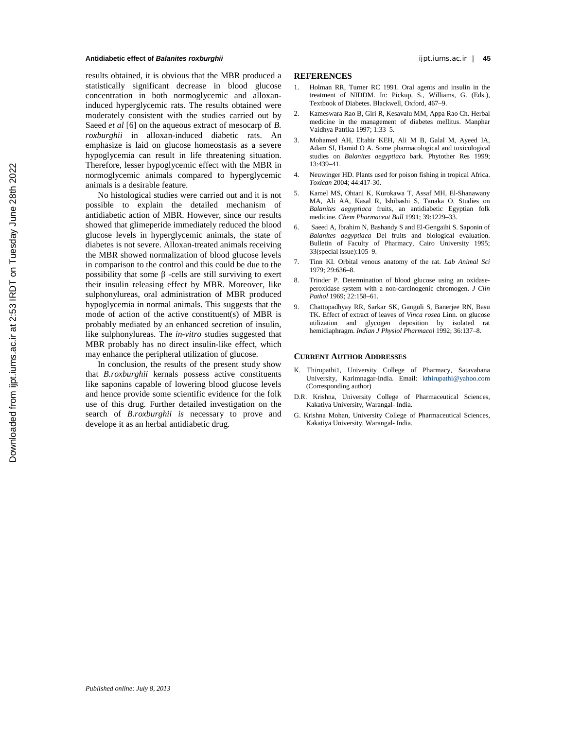results obtained, it is obvious that the MBR produced a statistically significant decrease in blood glucose concentration in both normoglycemic and alloxan-induced hyperglycemic rats. The results obtained were moderately consistent with the studies carried out by Saeed *et al* [6] on the aqueous extract of mesocarp of *B. roxburghii* in alloxan-induced diabetic rats. An emphasize is laid on glucose homeostasis as a severe hypoglycemia can result in life threatening situation. Therefore, lesser hypoglycemic effect with the MBR in normoglycemic animals compared to hyperglycemic animals is a desirable feature.

No histological studies were carried out and it is not possible to explain the detailed mechanism of antidiabetic action of MBR. However, since our results showed that glimeperide immediately reduced the blood glucose levels in hyperglycemic animals, the state of diabetes is not severe. Alloxan-treated animals receiving the MBR showed normalization of blood glucose levels in comparison to the control and this could be due to the possibility that some β -cells are still surviving to exert their insulin releasing effect by MBR. Moreover, like sulphonylureas, oral administration of MBR produced hypoglycemia in normal animals. This suggests that the mode of action of the active constituent(s) of MBR is probably mediated by an enhanced secretion of insulin, like sulphonylureas. The *in-vitro* studies suggested that MBR probably has no direct insulin-like effect, which may enhance the peripheral utilization of glucose.

In conclusion, the results of the present study show that *B.roxburghii* kernals possess active constituents like saponins capable of lowering blood glucose levels and hence provide some scientific evidence for the folk use of this drug. Further detailed investigation on the search of *B.roxburghii is* necessary to prove and develope it as an herbal antidiabetic drug.

## REFERENCES

1. Holman RR, Turner RC 1991. Oral agents and insulin in the treatment of NIDDM. In: Pickup, S., Williams, G. (Eds.), Textbook of Diabetes. Blackwell, Oxford, 467–9.
2. Kameswara Rao B, Giri R, Kesavalu MM, Appa Rao Ch. Herbal medicine in the management of diabetes mellitus. Manphar Vaidhya Patrika 1997; 1:33–5.
3. Mohamed AH, Eltahir KEH, Ali M B, Galal M, Ayeed IA, Adam SI, Hamid O A. Some pharmacological and toxicological studies on *Balanites aegyptiaca* bark. Phytother Res 1999; 13:439–41.
4. Neuwinger HD. Plants used for poison fishing in tropical Africa. *Toxican* 2004; 44:417-30.
5. Kamel MS, Ohtani K, Kurokawa T, Assaf MH, El-Shanawany MA, Ali AA, Kasal R, Ishibashi S, Tanaka O. Studies on *Balanites aegyptiaca* fruits, an antidiabetic Egyptian folk medicine. *Chem Pharmaceut Bull* 1991; 39:1229–33.
6. Saeed A, Ibrahim N, Bashandy S and El-Gengaihi S. Saponin of *Balanites aegyptiaca* Del fruits and biological evaluation. Bulletin of Faculty of Pharmacy, Cairo University 1995; 33(special issue):105–9.
7. Tinn KI. Orbital venous anatomy of the rat. *Lab Animal Sci* 1979; 29:636–8.
8. Trinder P. Determination of blood glucose using an oxidase-peroxidase system with a non-carcinogenic chromogen. *J Clin Pathol* 1969; 22:158–61.
9. Chattopadhyay RR, Sarkar SK, Ganguli S, Banerjee RN, Basu TK. Effect of extract of leaves of *Vinca rosea* Linn. on glucose utilization and glycogen deposition by isolated rat hemidiaphragm. *Indian J Physiol Pharmacol* 1992; 36:137–8.

## CURRENT AUTHOR ADDRESSES

K. Thirupathi1, University College of Pharmacy, Satavahana University, Karimnagar-India. Email: kthirupathi@yahoo.com (Corresponding author)

D.R. Krishna, University College of Pharmaceutical Sciences, Kakatiya University, Warangal- India.

G. Krishna Mohan, University College of Pharmaceutical Sciences, Kakatiya University, Warangal- India.

*Published online: July 8, 2013*